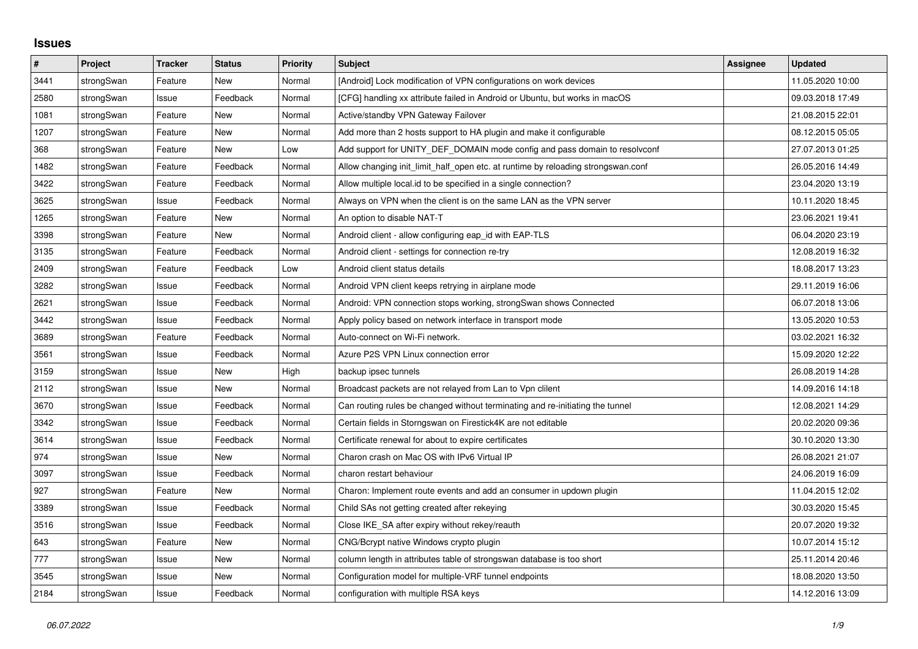## Issues

| # | Project | Tracker | Status | Priority | Subject | Assignee | Updated |
|---|---|---|---|---|---|---|---|
| 3441 | strongSwan | Feature | New | Normal | [Android] Lock modification of VPN configurations on work devices | | 11.05.2020 10:00 |
| 2580 | strongSwan | Issue | Feedback | Normal | [CFG] handling xx attribute failed in Android or Ubuntu, but works in macOS | | 09.03.2018 17:49 |
| 1081 | strongSwan | Feature | New | Normal | Active/standby VPN Gateway Failover | | 21.08.2015 22:01 |
| 1207 | strongSwan | Feature | New | Normal | Add more than 2 hosts support to HA plugin and make it configurable | | 08.12.2015 05:05 |
| 368 | strongSwan | Feature | New | Low | Add support for UNITY_DEF_DOMAIN mode config and pass domain to resolvconf | | 27.07.2013 01:25 |
| 1482 | strongSwan | Feature | Feedback | Normal | Allow changing init_limit_half_open etc. at runtime by reloading strongswan.conf | | 26.05.2016 14:49 |
| 3422 | strongSwan | Feature | Feedback | Normal | Allow multiple local.id to be specified in a single connection? | | 23.04.2020 13:19 |
| 3625 | strongSwan | Issue | Feedback | Normal | Always on VPN when the client is on the same LAN as the VPN server | | 10.11.2020 18:45 |
| 1265 | strongSwan | Feature | New | Normal | An option to disable NAT-T | | 23.06.2021 19:41 |
| 3398 | strongSwan | Feature | New | Normal | Android client - allow configuring eap_id with EAP-TLS | | 06.04.2020 23:19 |
| 3135 | strongSwan | Feature | Feedback | Normal | Android client - settings for connection re-try | | 12.08.2019 16:32 |
| 2409 | strongSwan | Feature | Feedback | Low | Android client status details | | 18.08.2017 13:23 |
| 3282 | strongSwan | Issue | Feedback | Normal | Android VPN client keeps retrying in airplane mode | | 29.11.2019 16:06 |
| 2621 | strongSwan | Issue | Feedback | Normal | Android: VPN connection stops working, strongSwan shows Connected | | 06.07.2018 13:06 |
| 3442 | strongSwan | Issue | Feedback | Normal | Apply policy based on network interface in transport mode | | 13.05.2020 10:53 |
| 3689 | strongSwan | Feature | Feedback | Normal | Auto-connect on Wi-Fi network. | | 03.02.2021 16:32 |
| 3561 | strongSwan | Issue | Feedback | Normal | Azure P2S VPN Linux connection error | | 15.09.2020 12:22 |
| 3159 | strongSwan | Issue | New | High | backup ipsec tunnels | | 26.08.2019 14:28 |
| 2112 | strongSwan | Issue | New | Normal | Broadcast packets are not relayed from Lan to Vpn clilent | | 14.09.2016 14:18 |
| 3670 | strongSwan | Issue | Feedback | Normal | Can routing rules be changed without terminating and re-initiating the tunnel | | 12.08.2021 14:29 |
| 3342 | strongSwan | Issue | Feedback | Normal | Certain fields in Storngswan on Firestick4K are not editable | | 20.02.2020 09:36 |
| 3614 | strongSwan | Issue | Feedback | Normal | Certificate renewal for about to expire certificates | | 30.10.2020 13:30 |
| 974 | strongSwan | Issue | New | Normal | Charon crash on Mac OS with IPv6 Virtual IP | | 26.08.2021 21:07 |
| 3097 | strongSwan | Issue | Feedback | Normal | charon restart behaviour | | 24.06.2019 16:09 |
| 927 | strongSwan | Feature | New | Normal | Charon: Implement route events and add an consumer in updown plugin | | 11.04.2015 12:02 |
| 3389 | strongSwan | Issue | Feedback | Normal | Child SAs not getting created after rekeying | | 30.03.2020 15:45 |
| 3516 | strongSwan | Issue | Feedback | Normal | Close IKE_SA after expiry without rekey/reauth | | 20.07.2020 19:32 |
| 643 | strongSwan | Feature | New | Normal | CNG/Bcrypt native Windows crypto plugin | | 10.07.2014 15:12 |
| 777 | strongSwan | Issue | New | Normal | column length in attributes table of strongswan database is too short | | 25.11.2014 20:46 |
| 3545 | strongSwan | Issue | New | Normal | Configuration model for multiple-VRF tunnel endpoints | | 18.08.2020 13:50 |
| 2184 | strongSwan | Issue | Feedback | Normal | configuration with multiple RSA keys | | 14.12.2016 13:09 |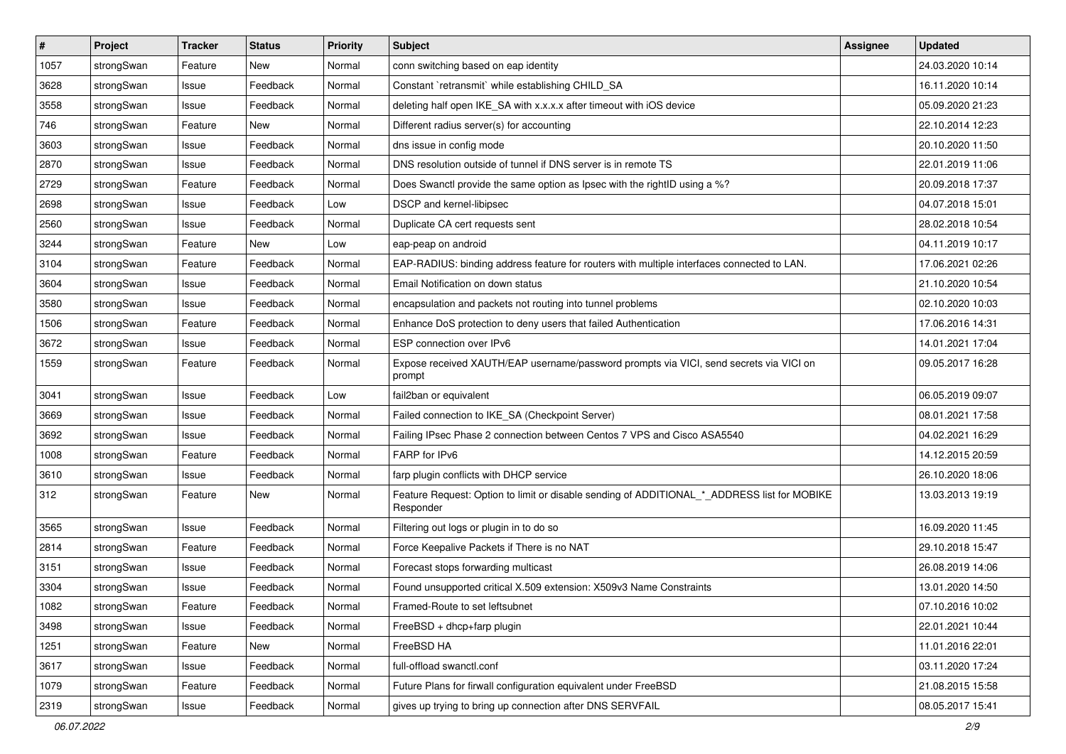| # | Project | Tracker | Status | Priority | Subject | Assignee | Updated |
|---|---|---|---|---|---|---|---|
| 1057 | strongSwan | Feature | New | Normal | conn switching based on eap identity | | 24.03.2020 10:14 |
| 3628 | strongSwan | Issue | Feedback | Normal | Constant `retransmit` while establishing CHILD_SA | | 16.11.2020 10:14 |
| 3558 | strongSwan | Issue | Feedback | Normal | deleting half open IKE_SA with x.x.x.x after timeout with iOS device | | 05.09.2020 21:23 |
| 746 | strongSwan | Feature | New | Normal | Different radius server(s) for accounting | | 22.10.2014 12:23 |
| 3603 | strongSwan | Issue | Feedback | Normal | dns issue in config mode | | 20.10.2020 11:50 |
| 2870 | strongSwan | Issue | Feedback | Normal | DNS resolution outside of tunnel if DNS server is in remote TS | | 22.01.2019 11:06 |
| 2729 | strongSwan | Feature | Feedback | Normal | Does Swanctl provide the same option as Ipsec with the rightID using a %? | | 20.09.2018 17:37 |
| 2698 | strongSwan | Issue | Feedback | Low | DSCP and kernel-libipsec | | 04.07.2018 15:01 |
| 2560 | strongSwan | Issue | Feedback | Normal | Duplicate CA cert requests sent | | 28.02.2018 10:54 |
| 3244 | strongSwan | Feature | New | Low | eap-peap on android | | 04.11.2019 10:17 |
| 3104 | strongSwan | Feature | Feedback | Normal | EAP-RADIUS: binding address feature for routers with multiple interfaces connected to LAN. | | 17.06.2021 02:26 |
| 3604 | strongSwan | Issue | Feedback | Normal | Email Notification on down status | | 21.10.2020 10:54 |
| 3580 | strongSwan | Issue | Feedback | Normal | encapsulation and packets not routing into tunnel problems | | 02.10.2020 10:03 |
| 1506 | strongSwan | Feature | Feedback | Normal | Enhance DoS protection to deny users that failed Authentication | | 17.06.2016 14:31 |
| 3672 | strongSwan | Issue | Feedback | Normal | ESP connection over IPv6 | | 14.01.2021 17:04 |
| 1559 | strongSwan | Feature | Feedback | Normal | Expose received XAUTH/EAP username/password prompts via VICI, send secrets via VICI on prompt | | 09.05.2017 16:28 |
| 3041 | strongSwan | Issue | Feedback | Low | fail2ban or equivalent | | 06.05.2019 09:07 |
| 3669 | strongSwan | Issue | Feedback | Normal | Failed connection to IKE_SA (Checkpoint Server) | | 08.01.2021 17:58 |
| 3692 | strongSwan | Issue | Feedback | Normal | Failing IPsec Phase 2 connection between Centos 7 VPS and Cisco ASA5540 | | 04.02.2021 16:29 |
| 1008 | strongSwan | Feature | Feedback | Normal | FARP for IPv6 | | 14.12.2015 20:59 |
| 3610 | strongSwan | Issue | Feedback | Normal | farp plugin conflicts with DHCP service | | 26.10.2020 18:06 |
| 312 | strongSwan | Feature | New | Normal | Feature Request: Option to limit or disable sending of ADDITIONAL_*_ADDRESS list for MOBIKE Responder | | 13.03.2013 19:19 |
| 3565 | strongSwan | Issue | Feedback | Normal | Filtering out logs or plugin in to do so | | 16.09.2020 11:45 |
| 2814 | strongSwan | Feature | Feedback | Normal | Force Keepalive Packets if There is no NAT | | 29.10.2018 15:47 |
| 3151 | strongSwan | Issue | Feedback | Normal | Forecast stops forwarding multicast | | 26.08.2019 14:06 |
| 3304 | strongSwan | Issue | Feedback | Normal | Found unsupported critical X.509 extension: X509v3 Name Constraints | | 13.01.2020 14:50 |
| 1082 | strongSwan | Feature | Feedback | Normal | Framed-Route to set leftsubnet | | 07.10.2016 10:02 |
| 3498 | strongSwan | Issue | Feedback | Normal | FreeBSD + dhcp+farp plugin | | 22.01.2021 10:44 |
| 1251 | strongSwan | Feature | New | Normal | FreeBSD HA | | 11.01.2016 22:01 |
| 3617 | strongSwan | Issue | Feedback | Normal | full-offload swanctl.conf | | 03.11.2020 17:24 |
| 1079 | strongSwan | Feature | Feedback | Normal | Future Plans for firwall configuration equivalent under FreeBSD | | 21.08.2015 15:58 |
| 2319 | strongSwan | Issue | Feedback | Normal | gives up trying to bring up connection after DNS SERVFAIL | | 08.05.2017 15:41 |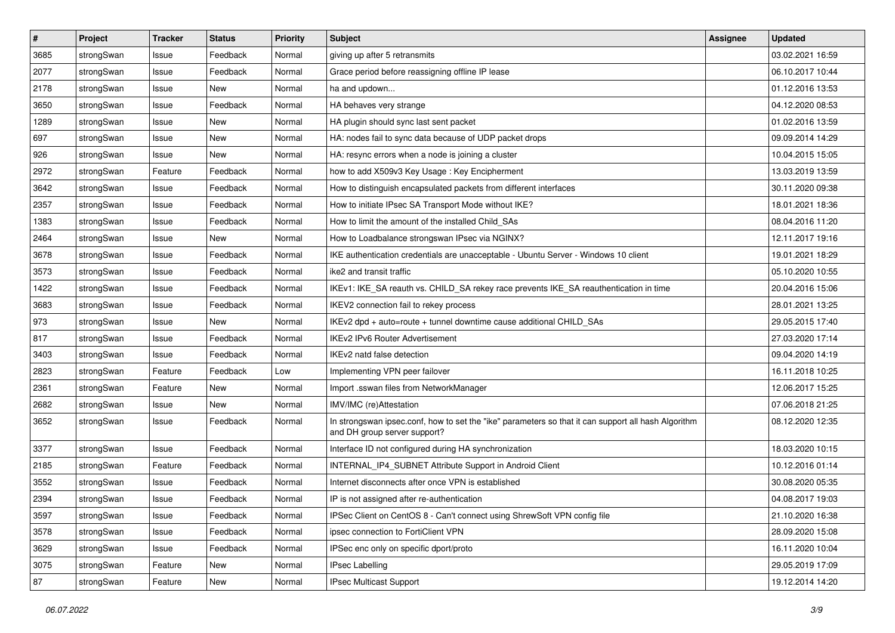| # | Project | Tracker | Status | Priority | Subject | Assignee | Updated |
|---|---|---|---|---|---|---|---|
| 3685 | strongSwan | Issue | Feedback | Normal | giving up after 5 retransmits | | 03.02.2021 16:59 |
| 2077 | strongSwan | Issue | Feedback | Normal | Grace period before reassigning offline IP lease | | 06.10.2017 10:44 |
| 2178 | strongSwan | Issue | New | Normal | ha and updown... | | 01.12.2016 13:53 |
| 3650 | strongSwan | Issue | Feedback | Normal | HA behaves very strange | | 04.12.2020 08:53 |
| 1289 | strongSwan | Issue | New | Normal | HA plugin should sync last sent packet | | 01.02.2016 13:59 |
| 697 | strongSwan | Issue | New | Normal | HA: nodes fail to sync data because of UDP packet drops | | 09.09.2014 14:29 |
| 926 | strongSwan | Issue | New | Normal | HA: resync errors when a node is joining a cluster | | 10.04.2015 15:05 |
| 2972 | strongSwan | Feature | Feedback | Normal | how to add X509v3 Key Usage : Key Encipherment | | 13.03.2019 13:59 |
| 3642 | strongSwan | Issue | Feedback | Normal | How to distinguish encapsulated packets from different interfaces | | 30.11.2020 09:38 |
| 2357 | strongSwan | Issue | Feedback | Normal | How to initiate IPsec SA Transport Mode without IKE? | | 18.01.2021 18:36 |
| 1383 | strongSwan | Issue | Feedback | Normal | How to limit the amount of the installed Child_SAs | | 08.04.2016 11:20 |
| 2464 | strongSwan | Issue | New | Normal | How to Loadbalance strongswan IPsec via NGINX? | | 12.11.2017 19:16 |
| 3678 | strongSwan | Issue | Feedback | Normal | IKE authentication credentials are unacceptable - Ubuntu Server - Windows 10 client | | 19.01.2021 18:29 |
| 3573 | strongSwan | Issue | Feedback | Normal | ike2 and transit traffic | | 05.10.2020 10:55 |
| 1422 | strongSwan | Issue | Feedback | Normal | IKEv1: IKE_SA reauth vs. CHILD_SA rekey race prevents IKE_SA reauthentication in time | | 20.04.2016 15:06 |
| 3683 | strongSwan | Issue | Feedback | Normal | IKEV2 connection fail to rekey process | | 28.01.2021 13:25 |
| 973 | strongSwan | Issue | New | Normal | IKEv2 dpd + auto=route + tunnel downtime cause additional CHILD_SAs | | 29.05.2015 17:40 |
| 817 | strongSwan | Issue | Feedback | Normal | IKEv2 IPv6 Router Advertisement | | 27.03.2020 17:14 |
| 3403 | strongSwan | Issue | Feedback | Normal | IKEv2 natd false detection | | 09.04.2020 14:19 |
| 2823 | strongSwan | Feature | Feedback | Low | Implementing VPN peer failover | | 16.11.2018 10:25 |
| 2361 | strongSwan | Feature | New | Normal | Import .sswan files from NetworkManager | | 12.06.2017 15:25 |
| 2682 | strongSwan | Issue | New | Normal | IMV/IMC (re)Attestation | | 07.06.2018 21:25 |
| 3652 | strongSwan | Issue | Feedback | Normal | In strongswan ipsec.conf, how to set the "ike" parameters so that it can support all hash Algorithm and DH group server support? | | 08.12.2020 12:35 |
| 3377 | strongSwan | Issue | Feedback | Normal | Interface ID not configured during HA synchronization | | 18.03.2020 10:15 |
| 2185 | strongSwan | Feature | Feedback | Normal | INTERNAL_IP4_SUBNET Attribute Support in Android Client | | 10.12.2016 01:14 |
| 3552 | strongSwan | Issue | Feedback | Normal | Internet disconnects after once VPN is established | | 30.08.2020 05:35 |
| 2394 | strongSwan | Issue | Feedback | Normal | IP is not assigned after re-authentication | | 04.08.2017 19:03 |
| 3597 | strongSwan | Issue | Feedback | Normal | IPSec Client on CentOS 8 - Can't connect using ShrewSoft VPN config file | | 21.10.2020 16:38 |
| 3578 | strongSwan | Issue | Feedback | Normal | ipsec connection to FortiClient VPN | | 28.09.2020 15:08 |
| 3629 | strongSwan | Issue | Feedback | Normal | IPSec enc only on specific dport/proto | | 16.11.2020 10:04 |
| 3075 | strongSwan | Feature | New | Normal | IPsec Labelling | | 29.05.2019 17:09 |
| 87 | strongSwan | Feature | New | Normal | IPsec Multicast Support | | 19.12.2014 14:20 |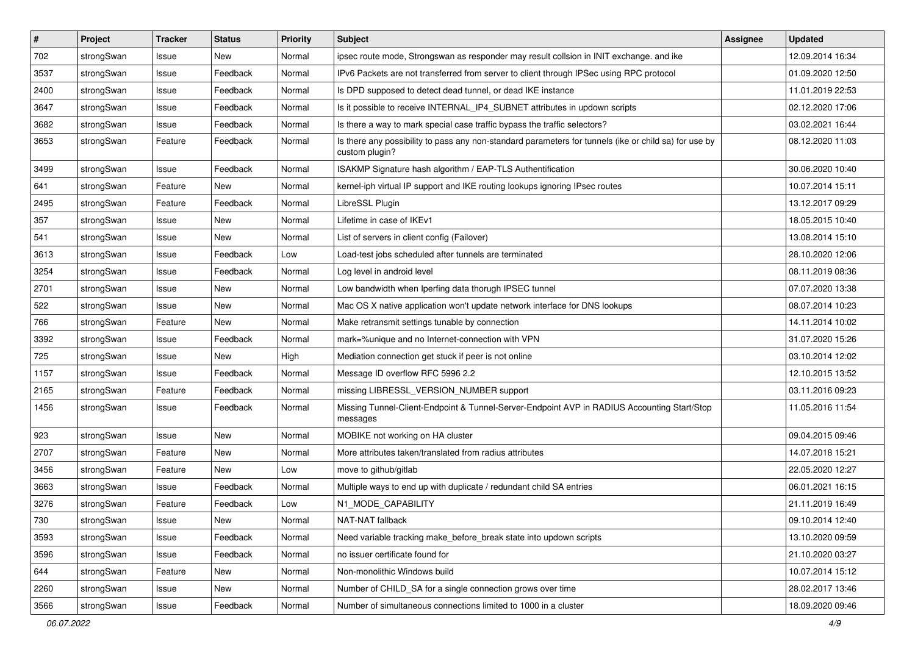| # | Project | Tracker | Status | Priority | Subject | Assignee | Updated |
|---|---|---|---|---|---|---|---|
| 702 | strongSwan | Issue | New | Normal | ipsec route mode, Strongswan as responder may result collsion in INIT exchange. and ike | | 12.09.2014 16:34 |
| 3537 | strongSwan | Issue | Feedback | Normal | IPv6 Packets are not transferred from server to client through IPSec using RPC protocol | | 01.09.2020 12:50 |
| 2400 | strongSwan | Issue | Feedback | Normal | Is DPD supposed to detect dead tunnel, or dead IKE instance | | 11.01.2019 22:53 |
| 3647 | strongSwan | Issue | Feedback | Normal | Is it possible to receive INTERNAL_IP4_SUBNET attributes in updown scripts | | 02.12.2020 17:06 |
| 3682 | strongSwan | Issue | Feedback | Normal | Is there a way to mark special case traffic bypass the traffic selectors? | | 03.02.2021 16:44 |
| 3653 | strongSwan | Feature | Feedback | Normal | Is there any possibility to pass any non-standard parameters for tunnels (ike or child sa) for use by custom plugin? | | 08.12.2020 11:03 |
| 3499 | strongSwan | Issue | Feedback | Normal | ISAKMP Signature hash algorithm / EAP-TLS Authentification | | 30.06.2020 10:40 |
| 641 | strongSwan | Feature | New | Normal | kernel-iph virtual IP support and IKE routing lookups ignoring IPsec routes | | 10.07.2014 15:11 |
| 2495 | strongSwan | Feature | Feedback | Normal | LibreSSL Plugin | | 13.12.2017 09:29 |
| 357 | strongSwan | Issue | New | Normal | Lifetime in case of IKEv1 | | 18.05.2015 10:40 |
| 541 | strongSwan | Issue | New | Normal | List of servers in client config (Failover) | | 13.08.2014 15:10 |
| 3613 | strongSwan | Issue | Feedback | Low | Load-test jobs scheduled after tunnels are terminated | | 28.10.2020 12:06 |
| 3254 | strongSwan | Issue | Feedback | Normal | Log level in android level | | 08.11.2019 08:36 |
| 2701 | strongSwan | Issue | New | Normal | Low bandwidth when Iperfing data thorugh IPSEC tunnel | | 07.07.2020 13:38 |
| 522 | strongSwan | Issue | New | Normal | Mac OS X native application won't update network interface for DNS lookups | | 08.07.2014 10:23 |
| 766 | strongSwan | Feature | New | Normal | Make retransmit settings tunable by connection | | 14.11.2014 10:02 |
| 3392 | strongSwan | Issue | Feedback | Normal | mark=%unique and no Internet-connection with VPN | | 31.07.2020 15:26 |
| 725 | strongSwan | Issue | New | High | Mediation connection get stuck if peer is not online | | 03.10.2014 12:02 |
| 1157 | strongSwan | Issue | Feedback | Normal | Message ID overflow RFC 5996 2.2 | | 12.10.2015 13:52 |
| 2165 | strongSwan | Feature | Feedback | Normal | missing LIBRESSL_VERSION_NUMBER support | | 03.11.2016 09:23 |
| 1456 | strongSwan | Issue | Feedback | Normal | Missing Tunnel-Client-Endpoint & Tunnel-Server-Endpoint AVP in RADIUS Accounting Start/Stop messages | | 11.05.2016 11:54 |
| 923 | strongSwan | Issue | New | Normal | MOBIKE not working on HA cluster | | 09.04.2015 09:46 |
| 2707 | strongSwan | Feature | New | Normal | More attributes taken/translated from radius attributes | | 14.07.2018 15:21 |
| 3456 | strongSwan | Feature | New | Low | move to github/gitlab | | 22.05.2020 12:27 |
| 3663 | strongSwan | Issue | Feedback | Normal | Multiple ways to end up with duplicate / redundant child SA entries | | 06.01.2021 16:15 |
| 3276 | strongSwan | Feature | Feedback | Low | N1_MODE_CAPABILITY | | 21.11.2019 16:49 |
| 730 | strongSwan | Issue | New | Normal | NAT-NAT fallback | | 09.10.2014 12:40 |
| 3593 | strongSwan | Issue | Feedback | Normal | Need variable tracking make_before_break state into updown scripts | | 13.10.2020 09:59 |
| 3596 | strongSwan | Issue | Feedback | Normal | no issuer certificate found for | | 21.10.2020 03:27 |
| 644 | strongSwan | Feature | New | Normal | Non-monolithic Windows build | | 10.07.2014 15:12 |
| 2260 | strongSwan | Issue | New | Normal | Number of CHILD_SA for a single connection grows over time | | 28.02.2017 13:46 |
| 3566 | strongSwan | Issue | Feedback | Normal | Number of simultaneous connections limited to 1000 in a cluster | | 18.09.2020 09:46 |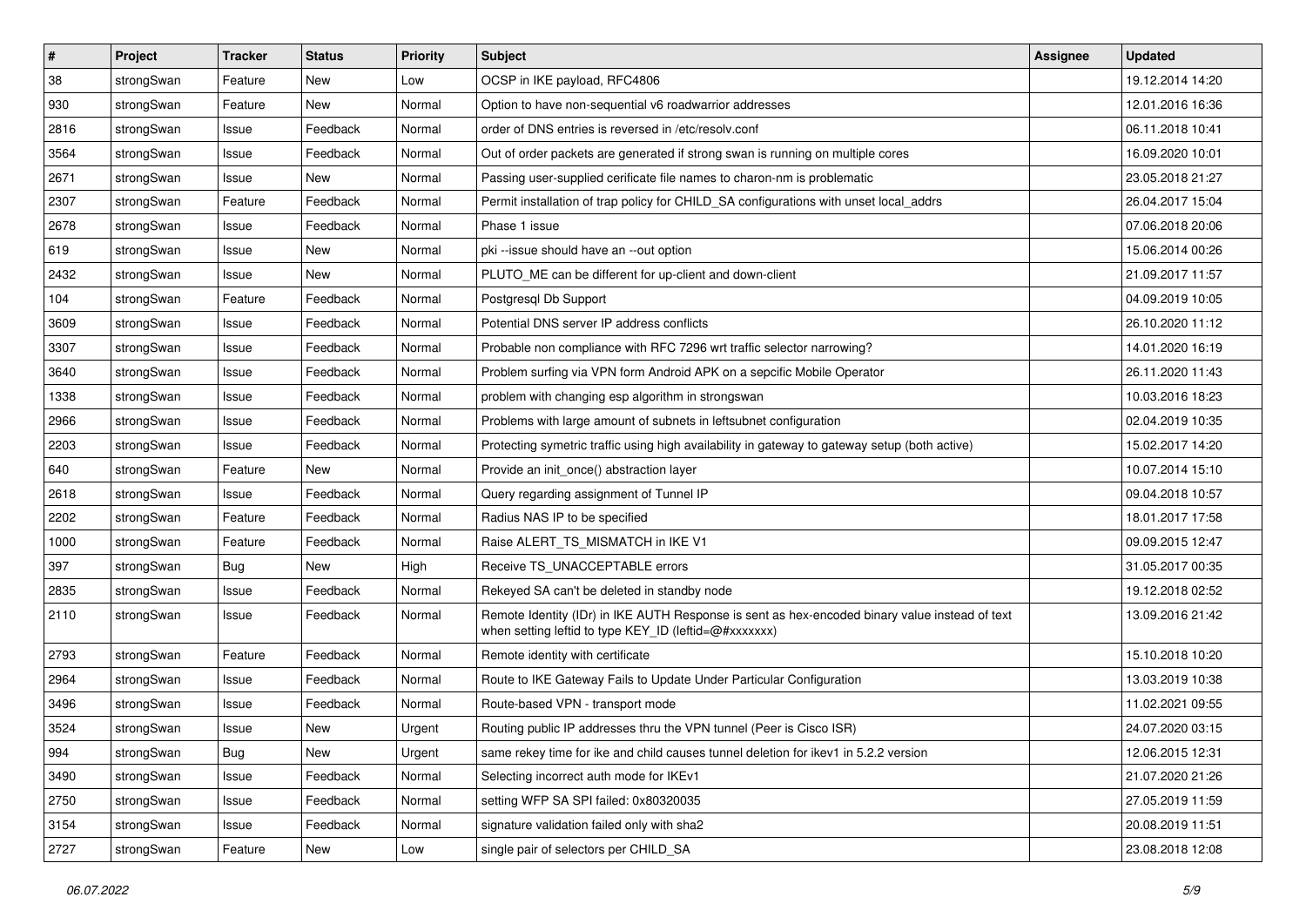| # | Project | Tracker | Status | Priority | Subject | Assignee | Updated |
|---|---|---|---|---|---|---|---|
| 38 | strongSwan | Feature | New | Low | OCSP in IKE payload, RFC4806 | | 19.12.2014 14:20 |
| 930 | strongSwan | Feature | New | Normal | Option to have non-sequential v6 roadwarrior addresses | | 12.01.2016 16:36 |
| 2816 | strongSwan | Issue | Feedback | Normal | order of DNS entries is reversed in /etc/resolv.conf | | 06.11.2018 10:41 |
| 3564 | strongSwan | Issue | Feedback | Normal | Out of order packets are generated if strong swan is running on multiple cores | | 16.09.2020 10:01 |
| 2671 | strongSwan | Issue | New | Normal | Passing user-supplied cerificate file names to charon-nm is problematic | | 23.05.2018 21:27 |
| 2307 | strongSwan | Feature | Feedback | Normal | Permit installation of trap policy for CHILD_SA configurations with unset local_addrs | | 26.04.2017 15:04 |
| 2678 | strongSwan | Issue | Feedback | Normal | Phase 1 issue | | 07.06.2018 20:06 |
| 619 | strongSwan | Issue | New | Normal | pki --issue should have an --out option | | 15.06.2014 00:26 |
| 2432 | strongSwan | Issue | New | Normal | PLUTO_ME can be different for up-client and down-client | | 21.09.2017 11:57 |
| 104 | strongSwan | Feature | Feedback | Normal | Postgresql Db Support | | 04.09.2019 10:05 |
| 3609 | strongSwan | Issue | Feedback | Normal | Potential DNS server IP address conflicts | | 26.10.2020 11:12 |
| 3307 | strongSwan | Issue | Feedback | Normal | Probable non compliance with RFC 7296 wrt traffic selector narrowing? | | 14.01.2020 16:19 |
| 3640 | strongSwan | Issue | Feedback | Normal | Problem surfing via VPN form Android APK on a sepcific Mobile Operator | | 26.11.2020 11:43 |
| 1338 | strongSwan | Issue | Feedback | Normal | problem with changing esp algorithm in strongswan | | 10.03.2016 18:23 |
| 2966 | strongSwan | Issue | Feedback | Normal | Problems with large amount of subnets in leftsubnet configuration | | 02.04.2019 10:35 |
| 2203 | strongSwan | Issue | Feedback | Normal | Protecting symetric traffic using high availability in gateway to gateway setup (both active) | | 15.02.2017 14:20 |
| 640 | strongSwan | Feature | New | Normal | Provide an init_once() abstraction layer | | 10.07.2014 15:10 |
| 2618 | strongSwan | Issue | Feedback | Normal | Query regarding assignment of Tunnel IP | | 09.04.2018 10:57 |
| 2202 | strongSwan | Feature | Feedback | Normal | Radius NAS IP to be specified | | 18.01.2017 17:58 |
| 1000 | strongSwan | Feature | Feedback | Normal | Raise ALERT_TS_MISMATCH in IKE V1 | | 09.09.2015 12:47 |
| 397 | strongSwan | Bug | New | High | Receive TS_UNACCEPTABLE errors | | 31.05.2017 00:35 |
| 2835 | strongSwan | Issue | Feedback | Normal | Rekeyed SA can't be deleted in standby node | | 19.12.2018 02:52 |
| 2110 | strongSwan | Issue | Feedback | Normal | Remote Identity (IDr) in IKE AUTH Response is sent as hex-encoded binary value instead of text when setting leftid to type KEY_ID (leftid=@#xxxxxxx) | | 13.09.2016 21:42 |
| 2793 | strongSwan | Feature | Feedback | Normal | Remote identity with certificate | | 15.10.2018 10:20 |
| 2964 | strongSwan | Issue | Feedback | Normal | Route to IKE Gateway Fails to Update Under Particular Configuration | | 13.03.2019 10:38 |
| 3496 | strongSwan | Issue | Feedback | Normal | Route-based VPN - transport mode | | 11.02.2021 09:55 |
| 3524 | strongSwan | Issue | New | Urgent | Routing public IP addresses thru the VPN tunnel (Peer is Cisco ISR) | | 24.07.2020 03:15 |
| 994 | strongSwan | Bug | New | Urgent | same rekey time for ike and child causes tunnel deletion for ikev1 in 5.2.2 version | | 12.06.2015 12:31 |
| 3490 | strongSwan | Issue | Feedback | Normal | Selecting incorrect auth mode for IKEv1 | | 21.07.2020 21:26 |
| 2750 | strongSwan | Issue | Feedback | Normal | setting WFP SA SPI failed: 0x80320035 | | 27.05.2019 11:59 |
| 3154 | strongSwan | Issue | Feedback | Normal | signature validation failed only with sha2 | | 20.08.2019 11:51 |
| 2727 | strongSwan | Feature | New | Low | single pair of selectors per CHILD_SA | | 23.08.2018 12:08 |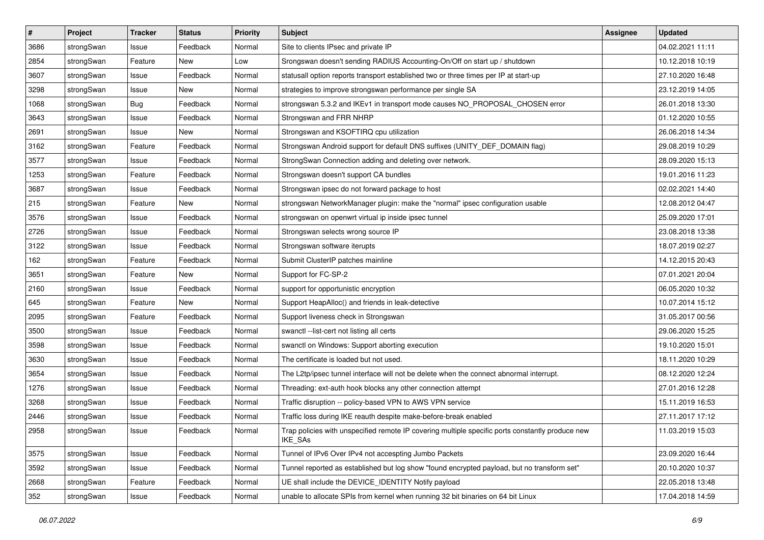| # | Project | Tracker | Status | Priority | Subject | Assignee | Updated |
|---|---|---|---|---|---|---|---|
| 3686 | strongSwan | Issue | Feedback | Normal | Site to clients IPsec and private IP | | 04.02.2021 11:11 |
| 2854 | strongSwan | Feature | New | Low | Srongswan doesn't sending RADIUS Accounting-On/Off on start up / shutdown | | 10.12.2018 10:19 |
| 3607 | strongSwan | Issue | Feedback | Normal | statusall option reports transport established two or three times per IP at start-up | | 27.10.2020 16:48 |
| 3298 | strongSwan | Issue | New | Normal | strategies to improve strongswan performance per single SA | | 23.12.2019 14:05 |
| 1068 | strongSwan | Bug | Feedback | Normal | strongswan 5.3.2 and IKEv1 in transport mode causes NO_PROPOSAL_CHOSEN error | | 26.01.2018 13:30 |
| 3643 | strongSwan | Issue | Feedback | Normal | Strongswan and FRR NHRP | | 01.12.2020 10:55 |
| 2691 | strongSwan | Issue | New | Normal | Strongswan and KSOFTIRQ cpu utilization | | 26.06.2018 14:34 |
| 3162 | strongSwan | Feature | Feedback | Normal | Strongswan Android support for default DNS suffixes (UNITY_DEF_DOMAIN flag) | | 29.08.2019 10:29 |
| 3577 | strongSwan | Issue | Feedback | Normal | StrongSwan Connection adding and deleting over network. | | 28.09.2020 15:13 |
| 1253 | strongSwan | Feature | Feedback | Normal | Strongswan doesn't support CA bundles | | 19.01.2016 11:23 |
| 3687 | strongSwan | Issue | Feedback | Normal | Strongswan ipsec do not forward package to host | | 02.02.2021 14:40 |
| 215 | strongSwan | Feature | New | Normal | strongswan NetworkManager plugin: make the "normal" ipsec configuration usable | | 12.08.2012 04:47 |
| 3576 | strongSwan | Issue | Feedback | Normal | strongswan on openwrt virtual ip inside ipsec tunnel | | 25.09.2020 17:01 |
| 2726 | strongSwan | Issue | Feedback | Normal | Strongswan selects wrong source IP | | 23.08.2018 13:38 |
| 3122 | strongSwan | Issue | Feedback | Normal | Strongswan software iterupts | | 18.07.2019 02:27 |
| 162 | strongSwan | Feature | Feedback | Normal | Submit ClusterIP patches mainline | | 14.12.2015 20:43 |
| 3651 | strongSwan | Feature | New | Normal | Support for FC-SP-2 | | 07.01.2021 20:04 |
| 2160 | strongSwan | Issue | Feedback | Normal | support for opportunistic encryption | | 06.05.2020 10:32 |
| 645 | strongSwan | Feature | New | Normal | Support HeapAlloc() and friends in leak-detective | | 10.07.2014 15:12 |
| 2095 | strongSwan | Feature | Feedback | Normal | Support liveness check in Strongswan | | 31.05.2017 00:56 |
| 3500 | strongSwan | Issue | Feedback | Normal | swanctl --list-cert not listing all certs | | 29.06.2020 15:25 |
| 3598 | strongSwan | Issue | Feedback | Normal | swanctl on Windows: Support aborting execution | | 19.10.2020 15:01 |
| 3630 | strongSwan | Issue | Feedback | Normal | The certificate is loaded but not used. | | 18.11.2020 10:29 |
| 3654 | strongSwan | Issue | Feedback | Normal | The L2tp/ipsec tunnel interface will not be delete when the connect abnormal interrupt. | | 08.12.2020 12:24 |
| 1276 | strongSwan | Issue | Feedback | Normal | Threading: ext-auth hook blocks any other connection attempt | | 27.01.2016 12:28 |
| 3268 | strongSwan | Issue | Feedback | Normal | Traffic disruption -- policy-based VPN to AWS VPN service | | 15.11.2019 16:53 |
| 2446 | strongSwan | Issue | Feedback | Normal | Traffic loss during IKE reauth despite make-before-break enabled | | 27.11.2017 17:12 |
| 2958 | strongSwan | Issue | Feedback | Normal | Trap policies with unspecified remote IP covering multiple specific ports constantly produce new IKE_SAs | | 11.03.2019 15:03 |
| 3575 | strongSwan | Issue | Feedback | Normal | Tunnel of IPv6 Over IPv4 not accespting Jumbo Packets | | 23.09.2020 16:44 |
| 3592 | strongSwan | Issue | Feedback | Normal | Tunnel reported as established but log show "found encrypted payload, but no transform set" | | 20.10.2020 10:37 |
| 2668 | strongSwan | Feature | Feedback | Normal | UE shall include the DEVICE_IDENTITY Notify payload | | 22.05.2018 13:48 |
| 352 | strongSwan | Issue | Feedback | Normal | unable to allocate SPIs from kernel when running 32 bit binaries on 64 bit Linux | | 17.04.2018 14:59 |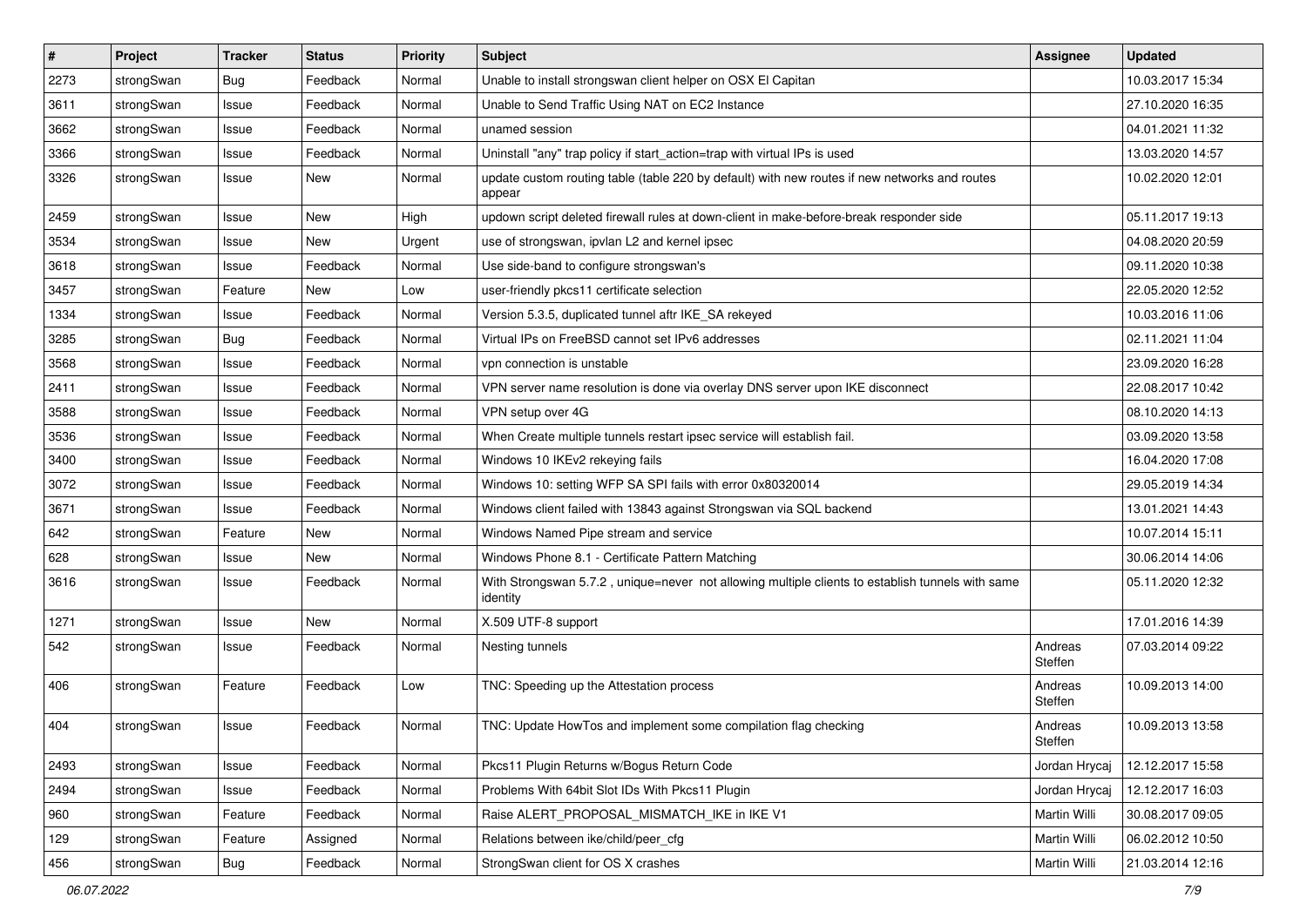| # | Project | Tracker | Status | Priority | Subject | Assignee | Updated |
|---|---|---|---|---|---|---|---|
| 2273 | strongSwan | Bug | Feedback | Normal | Unable to install strongswan client helper on OSX El Capitan | | 10.03.2017 15:34 |
| 3611 | strongSwan | Issue | Feedback | Normal | Unable to Send Traffic Using NAT on EC2 Instance | | 27.10.2020 16:35 |
| 3662 | strongSwan | Issue | Feedback | Normal | unamed session | | 04.01.2021 11:32 |
| 3366 | strongSwan | Issue | Feedback | Normal | Uninstall "any" trap policy if start_action=trap with virtual IPs is used | | 13.03.2020 14:57 |
| 3326 | strongSwan | Issue | New | Normal | update custom routing table (table 220 by default) with new routes if new networks and routes appear | | 10.02.2020 12:01 |
| 2459 | strongSwan | Issue | New | High | updown script deleted firewall rules at down-client in make-before-break responder side | | 05.11.2017 19:13 |
| 3534 | strongSwan | Issue | New | Urgent | use of strongswan, ipvlan L2 and kernel ipsec | | 04.08.2020 20:59 |
| 3618 | strongSwan | Issue | Feedback | Normal | Use side-band to configure strongswan's | | 09.11.2020 10:38 |
| 3457 | strongSwan | Feature | New | Low | user-friendly pkcs11 certificate selection | | 22.05.2020 12:52 |
| 1334 | strongSwan | Issue | Feedback | Normal | Version 5.3.5, duplicated tunnel aftr IKE_SA rekeyed | | 10.03.2016 11:06 |
| 3285 | strongSwan | Bug | Feedback | Normal | Virtual IPs on FreeBSD cannot set IPv6 addresses | | 02.11.2021 11:04 |
| 3568 | strongSwan | Issue | Feedback | Normal | vpn connection is unstable | | 23.09.2020 16:28 |
| 2411 | strongSwan | Issue | Feedback | Normal | VPN server name resolution is done via overlay DNS server upon IKE disconnect | | 22.08.2017 10:42 |
| 3588 | strongSwan | Issue | Feedback | Normal | VPN setup over 4G | | 08.10.2020 14:13 |
| 3536 | strongSwan | Issue | Feedback | Normal | When Create multiple tunnels restart ipsec service will establish fail. | | 03.09.2020 13:58 |
| 3400 | strongSwan | Issue | Feedback | Normal | Windows 10 IKEv2 rekeying fails | | 16.04.2020 17:08 |
| 3072 | strongSwan | Issue | Feedback | Normal | Windows 10: setting WFP SA SPI fails with error 0x80320014 | | 29.05.2019 14:34 |
| 3671 | strongSwan | Issue | Feedback | Normal | Windows client failed with 13843 against Strongswan via SQL backend | | 13.01.2021 14:43 |
| 642 | strongSwan | Feature | New | Normal | Windows Named Pipe stream and service | | 10.07.2014 15:11 |
| 628 | strongSwan | Issue | New | Normal | Windows Phone 8.1 - Certificate Pattern Matching | | 30.06.2014 14:06 |
| 3616 | strongSwan | Issue | Feedback | Normal | With Strongswan 5.7.2 , unique=never not allowing multiple clients to establish tunnels with same identity | | 05.11.2020 12:32 |
| 1271 | strongSwan | Issue | New | Normal | X.509 UTF-8 support | | 17.01.2016 14:39 |
| 542 | strongSwan | Issue | Feedback | Normal | Nesting tunnels | Andreas Steffen | 07.03.2014 09:22 |
| 406 | strongSwan | Feature | Feedback | Low | TNC: Speeding up the Attestation process | Andreas Steffen | 10.09.2013 14:00 |
| 404 | strongSwan | Issue | Feedback | Normal | TNC: Update HowTos and implement some compilation flag checking | Andreas Steffen | 10.09.2013 13:58 |
| 2493 | strongSwan | Issue | Feedback | Normal | Pkcs11 Plugin Returns w/Bogus Return Code | Jordan Hrycaj | 12.12.2017 15:58 |
| 2494 | strongSwan | Issue | Feedback | Normal | Problems With 64bit Slot IDs With Pkcs11 Plugin | Jordan Hrycaj | 12.12.2017 16:03 |
| 960 | strongSwan | Feature | Feedback | Normal | Raise ALERT_PROPOSAL_MISMATCH_IKE in IKE V1 | Martin Willi | 30.08.2017 09:05 |
| 129 | strongSwan | Feature | Assigned | Normal | Relations between ike/child/peer_cfg | Martin Willi | 06.02.2012 10:50 |
| 456 | strongSwan | Bug | Feedback | Normal | StrongSwan client for OS X crashes | Martin Willi | 21.03.2014 12:16 |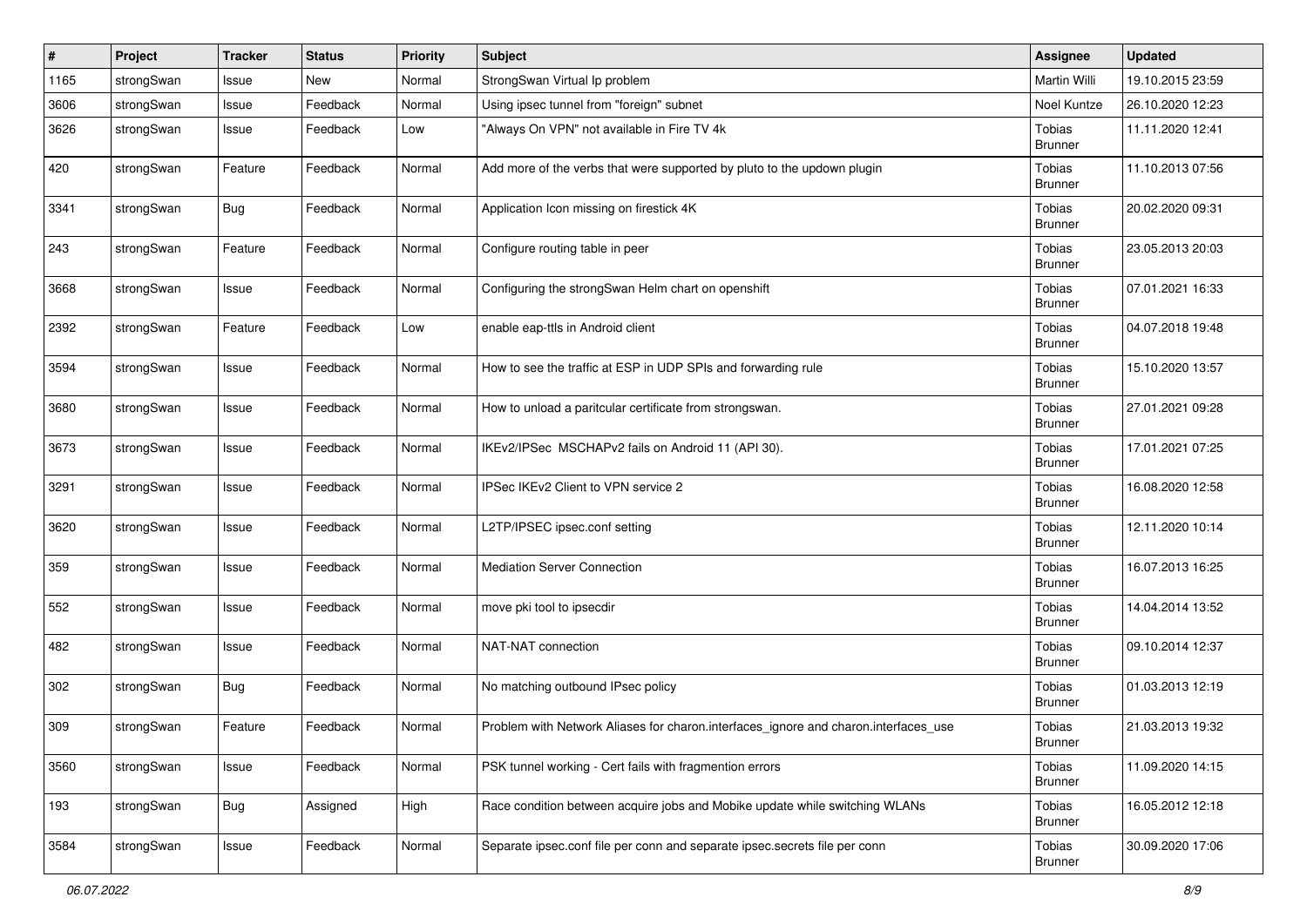| # | Project | Tracker | Status | Priority | Subject | Assignee | Updated |
|---|---|---|---|---|---|---|---|
| 1165 | strongSwan | Issue | New | Normal | StrongSwan Virtual Ip problem | Martin Willi | 19.10.2015 23:59 |
| 3606 | strongSwan | Issue | Feedback | Normal | Using ipsec tunnel from "foreign" subnet | Noel Kuntze | 26.10.2020 12:23 |
| 3626 | strongSwan | Issue | Feedback | Low | "Always On VPN" not available in Fire TV 4k | Tobias Brunner | 11.11.2020 12:41 |
| 420 | strongSwan | Feature | Feedback | Normal | Add more of the verbs that were supported by pluto to the updown plugin | Tobias Brunner | 11.10.2013 07:56 |
| 3341 | strongSwan | Bug | Feedback | Normal | Application Icon missing on firestick 4K | Tobias Brunner | 20.02.2020 09:31 |
| 243 | strongSwan | Feature | Feedback | Normal | Configure routing table in peer | Tobias Brunner | 23.05.2013 20:03 |
| 3668 | strongSwan | Issue | Feedback | Normal | Configuring the strongSwan Helm chart on openshift | Tobias Brunner | 07.01.2021 16:33 |
| 2392 | strongSwan | Feature | Feedback | Low | enable eap-ttls in Android client | Tobias Brunner | 04.07.2018 19:48 |
| 3594 | strongSwan | Issue | Feedback | Normal | How to see the traffic at ESP in UDP SPIs and forwarding rule | Tobias Brunner | 15.10.2020 13:57 |
| 3680 | strongSwan | Issue | Feedback | Normal | How to unload a paritcular certificate from strongswan. | Tobias Brunner | 27.01.2021 09:28 |
| 3673 | strongSwan | Issue | Feedback | Normal | IKEv2/IPSec MSCHAPv2 fails on Android 11 (API 30). | Tobias Brunner | 17.01.2021 07:25 |
| 3291 | strongSwan | Issue | Feedback | Normal | IPSec IKEv2 Client to VPN service 2 | Tobias Brunner | 16.08.2020 12:58 |
| 3620 | strongSwan | Issue | Feedback | Normal | L2TP/IPSEC ipsec.conf setting | Tobias Brunner | 12.11.2020 10:14 |
| 359 | strongSwan | Issue | Feedback | Normal | Mediation Server Connection | Tobias Brunner | 16.07.2013 16:25 |
| 552 | strongSwan | Issue | Feedback | Normal | move pki tool to ipsecdir | Tobias Brunner | 14.04.2014 13:52 |
| 482 | strongSwan | Issue | Feedback | Normal | NAT-NAT connection | Tobias Brunner | 09.10.2014 12:37 |
| 302 | strongSwan | Bug | Feedback | Normal | No matching outbound IPsec policy | Tobias Brunner | 01.03.2013 12:19 |
| 309 | strongSwan | Feature | Feedback | Normal | Problem with Network Aliases for charon.interfaces_ignore and charon.interfaces_use | Tobias Brunner | 21.03.2013 19:32 |
| 3560 | strongSwan | Issue | Feedback | Normal | PSK tunnel working - Cert fails with fragmention errors | Tobias Brunner | 11.09.2020 14:15 |
| 193 | strongSwan | Bug | Assigned | High | Race condition between acquire jobs and Mobike update while switching WLANs | Tobias Brunner | 16.05.2012 12:18 |
| 3584 | strongSwan | Issue | Feedback | Normal | Separate ipsec.conf file per conn and separate ipsec.secrets file per conn | Tobias Brunner | 30.09.2020 17:06 |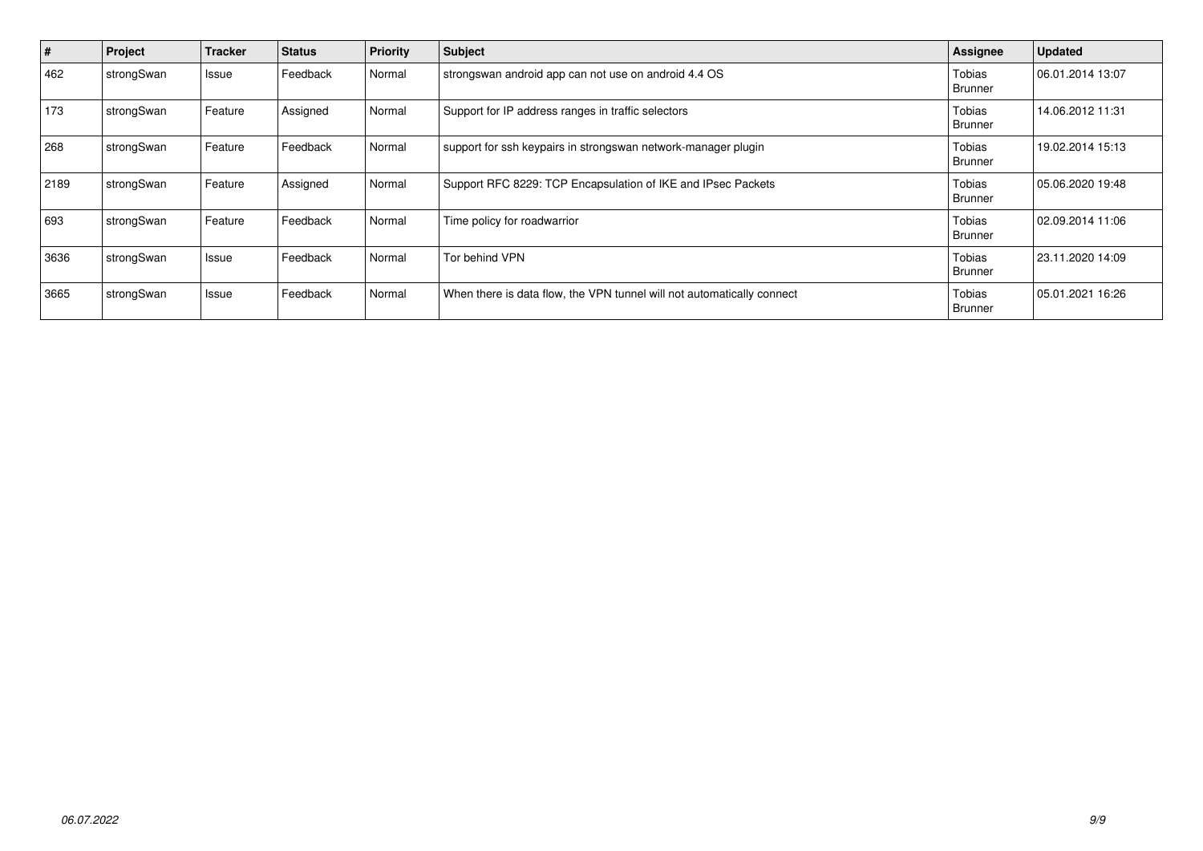| # | Project | Tracker | Status | Priority | Subject | Assignee | Updated |
|---|---|---|---|---|---|---|---|
| 462 | strongSwan | Issue | Feedback | Normal | strongswan android app can not use on android 4.4 OS | Tobias Brunner | 06.01.2014 13:07 |
| 173 | strongSwan | Feature | Assigned | Normal | Support for IP address ranges in traffic selectors | Tobias Brunner | 14.06.2012 11:31 |
| 268 | strongSwan | Feature | Feedback | Normal | support for ssh keypairs in strongswan network-manager plugin | Tobias Brunner | 19.02.2014 15:13 |
| 2189 | strongSwan | Feature | Assigned | Normal | Support RFC 8229: TCP Encapsulation of IKE and IPsec Packets | Tobias Brunner | 05.06.2020 19:48 |
| 693 | strongSwan | Feature | Feedback | Normal | Time policy for roadwarrior | Tobias Brunner | 02.09.2014 11:06 |
| 3636 | strongSwan | Issue | Feedback | Normal | Tor behind VPN | Tobias Brunner | 23.11.2020 14:09 |
| 3665 | strongSwan | Issue | Feedback | Normal | When there is data flow, the VPN tunnel will not automatically connect | Tobias Brunner | 05.01.2021 16:26 |